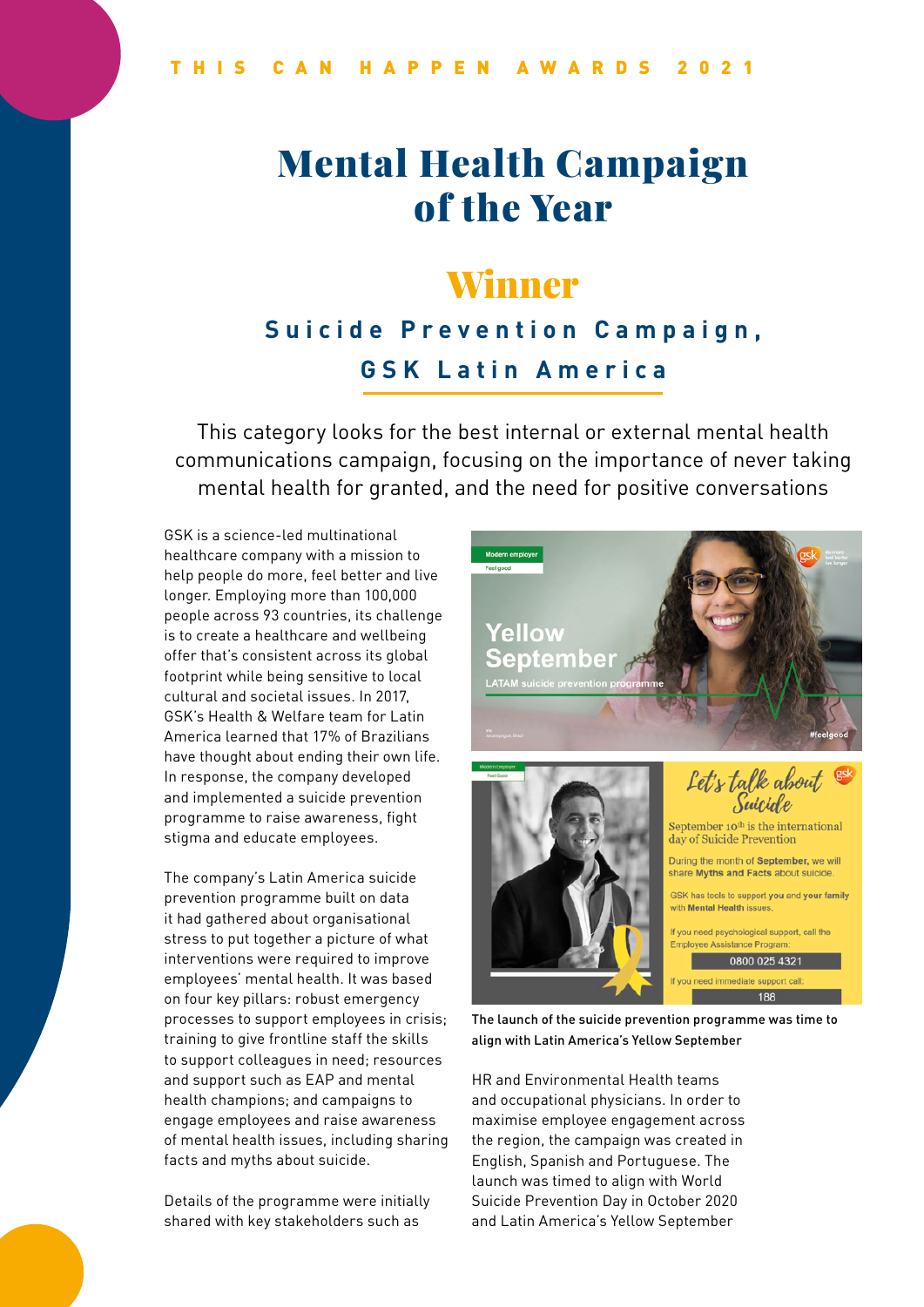THIS CAN HAPPEN AWARDS 2021

# Mental Health Campaign of the Year

## Winner

### Suicide Prevention Campaign, GSK Latin America

This category looks for the best internal or external mental health communications campaign, focusing on the importance of never taking mental health for granted, and the need for positive conversations

GSK is a science-led multinational healthcare company with a mission to help people do more, feel better and live longer. Employing more than 100,000 people across 93 countries, its challenge is to create a healthcare and wellbeing offer that's consistent across its global footprint while being sensitive to local cultural and societal issues. In 2017, GSK's Health & Welfare team for Latin America learned that 17% of Brazilians have thought about ending their own life. In response, the company developed and implemented a suicide prevention programme to raise awareness, fight stigma and educate employees.

The company's Latin America suicide prevention programme built on data it had gathered about organisational stress to put together a picture of what interventions were required to improve employees' mental health. It was based on four key pillars: robust emergency processes to support employees in crisis; training to give frontline staff the skills to support colleagues in need; resources and support such as EAP and mental health champions; and campaigns to engage employees and raise awareness of mental health issues, including sharing facts and myths about suicide.

Details of the programme were initially shared with key stakeholders such as HR and Environmental Health teams and occupational physicians. In order to maximise employee engagement across the region, the campaign was created in English, Spanish and Portuguese. The launch was timed to align with World Suicide Prevention Day in October 2020 and Latin America's Yellow September

The launch of the suicide prevention programme was time to align with Latin America's Yellow September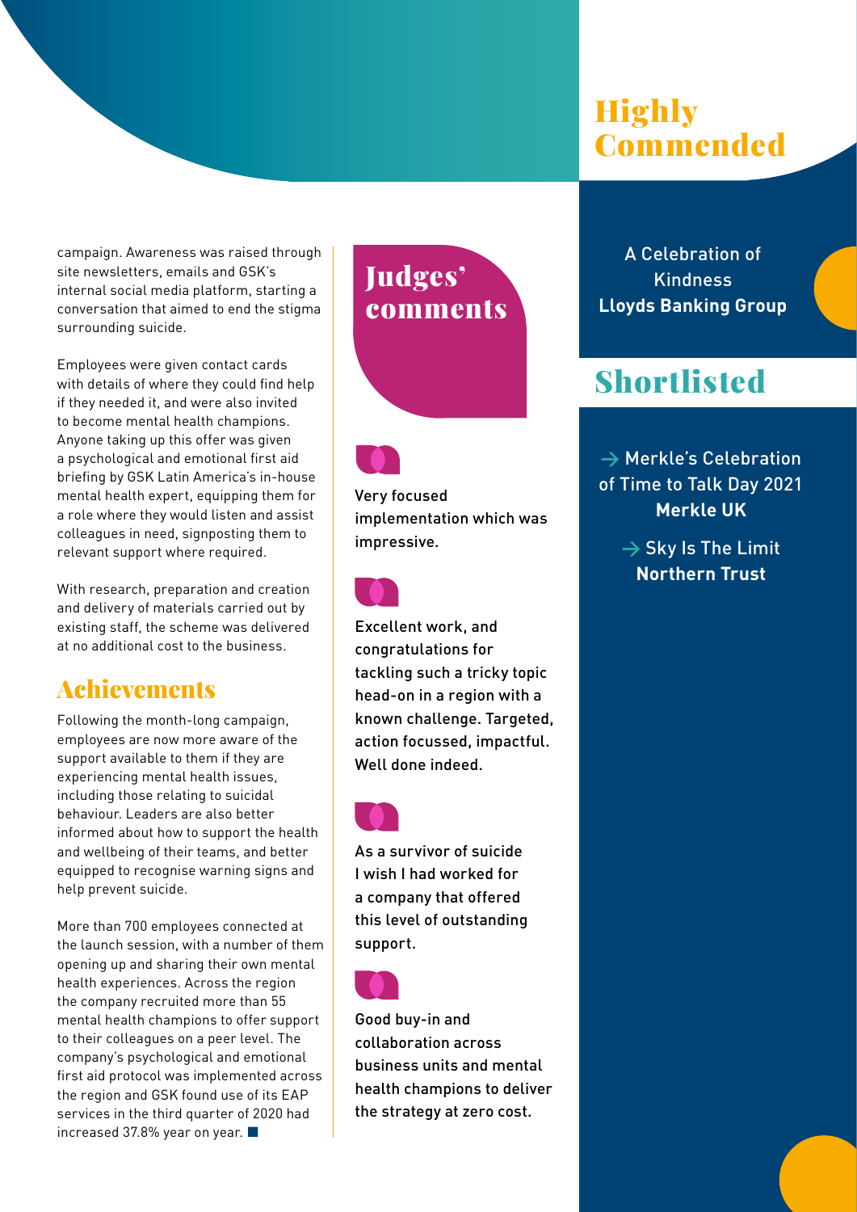campaign. Awareness was raised through site newsletters, emails and GSK's internal social media platform, starting a conversation that aimed to end the stigma surrounding suicide.

Employees were given contact cards with details of where they could find help if they needed it, and were also invited to become mental health champions. Anyone taking up this offer was given a psychological and emotional first aid briefing by GSK Latin America's in-house mental health expert, equipping them for a role where they would listen and assist colleagues in need, signposting them to relevant support where required.

With research, preparation and creation and delivery of materials carried out by existing staff, the scheme was delivered at no additional cost to the business.

## Achievements

Following the month-long campaign, employees are now more aware of the support available to them if they are experiencing mental health issues, including those relating to suicidal behaviour. Leaders are also better informed about how to support the health and wellbeing of their teams, and better equipped to recognise warning signs and help prevent suicide.

More than 700 employees connected at the launch session, with a number of them opening up and sharing their own mental health experiences. Across the region the company recruited more than 55 mental health champions to offer support to their colleagues on a peer level. The company's psychological and emotional first aid protocol was implemented across the region and GSK found use of its EAP services in the third quarter of 2020 had increased 37.8% year on year. ■

## Judges' comments

Very focused implementation which was impressive.

Excellent work, and congratulations for tackling such a tricky topic head-on in a region with a known challenge. Targeted, action focussed, impactful. Well done indeed.

As a survivor of suicide I wish I had worked for a company that offered this level of outstanding support.

Good buy-in and collaboration across business units and mental health champions to deliver the strategy at zero cost.

## Highly Commended

A Celebration of Kindness
**Lloyds Banking Group**

## Shortlisted

→ Merkle's Celebration of Time to Talk Day 2021
**Merkle UK**

→ Sky Is The Limit
**Northern Trust**